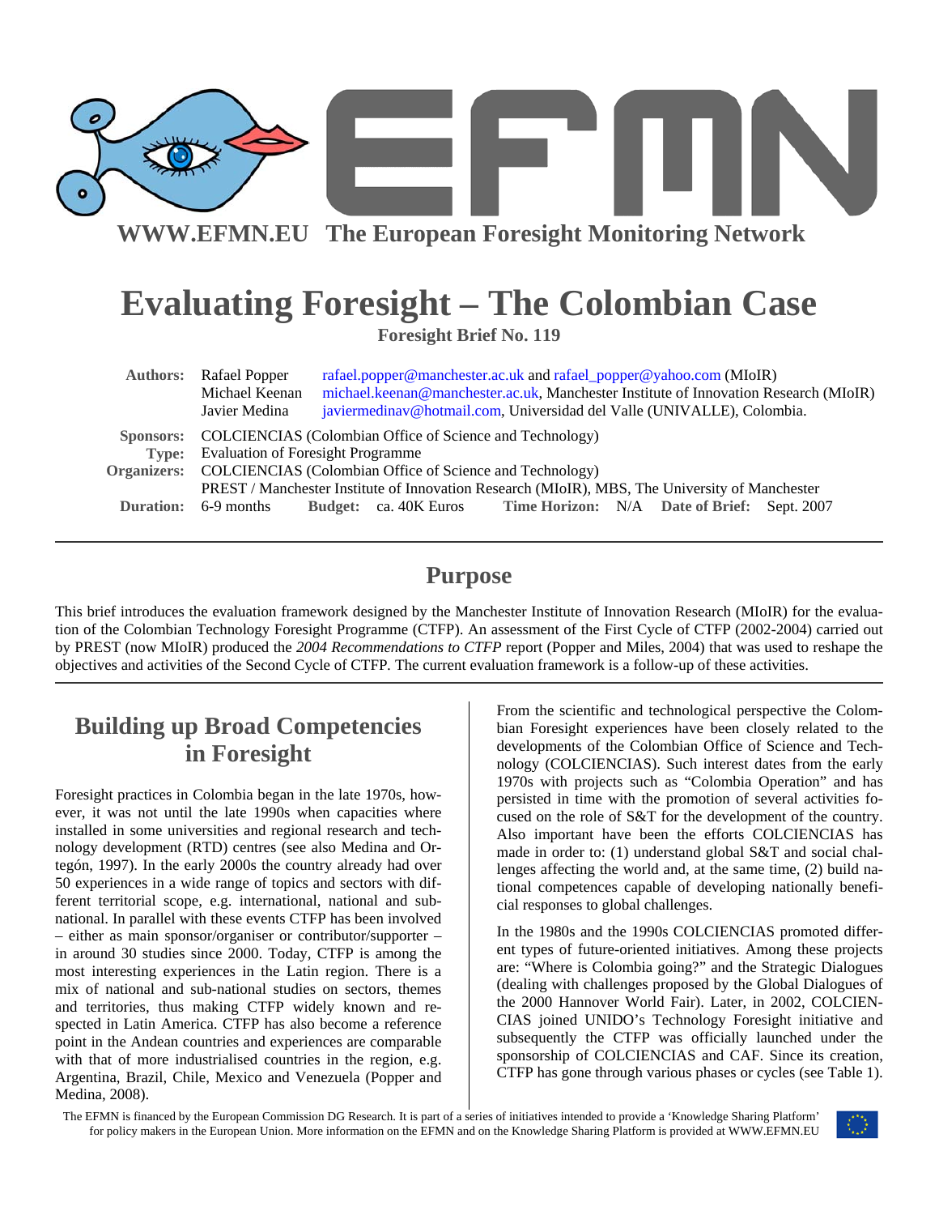**WWW.EFMN.EU The European Foresight Monitoring Network**

# Evaluating Foresight – The Colombian Case

**Foresight Brief No. 119**

**Authors:** Rafael Popper rafael.popper@manchester.ac.uk and rafael_popper@yahoo.com (MIoIR)
Michael Keenan michael.keenan@manchester.ac.uk, Manchester Institute of Innovation Research (MIoIR)
Javier Medina javiermedinav@hotmail.com, Universidad del Valle (UNIVALLE), Colombia.

**Sponsors:** COLCIENCIAS (Colombian Office of Science and Technology)
**Type:** Evaluation of Foresight Programme
**Organizers:** COLCIENCIAS (Colombian Office of Science and Technology)
PREST / Manchester Institute of Innovation Research (MIoIR), MBS, The University of Manchester
**Duration:** 6-9 months **Budget:** ca. 40K Euros **Time Horizon:** N/A **Date of Brief:** Sept. 2007

## Purpose

This brief introduces the evaluation framework designed by the Manchester Institute of Innovation Research (MIoIR) for the evaluation of the Colombian Technology Foresight Programme (CTFP). An assessment of the First Cycle of CTFP (2002-2004) carried out by PREST (now MIoIR) produced the *2004 Recommendations to CTFP* report (Popper and Miles, 2004) that was used to reshape the objectives and activities of the Second Cycle of CTFP. The current evaluation framework is a follow-up of these activities.

## Building up Broad Competencies in Foresight

Foresight practices in Colombia began in the late 1970s, however, it was not until the late 1990s when capacities where installed in some universities and regional research and technology development (RTD) centres (see also Medina and Ortegón, 1997). In the early 2000s the country already had over 50 experiences in a wide range of topics and sectors with different territorial scope, e.g. international, national and subnational. In parallel with these events CTFP has been involved – either as main sponsor/organiser or contributor/supporter – in around 30 studies since 2000. Today, CTFP is among the most interesting experiences in the Latin region. There is a mix of national and sub-national studies on sectors, themes and territories, thus making CTFP widely known and respected in Latin America. CTFP has also become a reference point in the Andean countries and experiences are comparable with that of more industrialised countries in the region, e.g. Argentina, Brazil, Chile, Mexico and Venezuela (Popper and Medina, 2008).

From the scientific and technological perspective the Colombian Foresight experiences have been closely related to the developments of the Colombian Office of Science and Technology (COLCIENCIAS). Such interest dates from the early 1970s with projects such as “Colombia Operation” and has persisted in time with the promotion of several activities focused on the role of S&T for the development of the country. Also important have been the efforts COLCIENCIAS has made in order to: (1) understand global S&T and social challenges affecting the world and, at the same time, (2) build national competences capable of developing nationally beneficial responses to global challenges.

In the 1980s and the 1990s COLCIENCIAS promoted different types of future-oriented initiatives. Among these projects are: “Where is Colombia going?” and the Strategic Dialogues (dealing with challenges proposed by the Global Dialogues of the 2000 Hannover World Fair). Later, in 2002, COLCIENCIAS joined UNIDO’s Technology Foresight initiative and subsequently the CTFP was officially launched under the sponsorship of COLCIENCIAS and CAF. Since its creation, CTFP has gone through various phases or cycles (see Table 1).

The EFMN is financed by the European Commission DG Research. It is part of a series of initiatives intended to provide a ‘Knowledge Sharing Platform’ for policy makers in the European Union. More information on the EFMN and on the Knowledge Sharing Platform is provided at WWW.EFMN.EU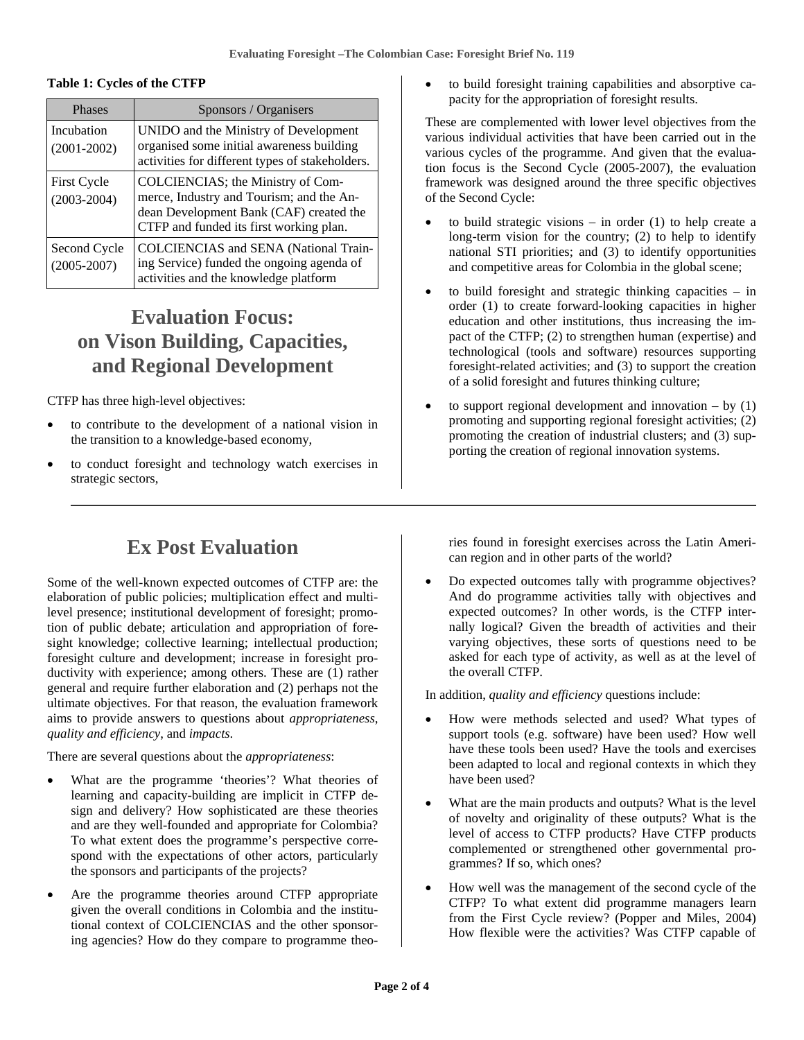**Table 1: Cycles of the CTFP**

| Phases | Sponsors / Organisers |
|---|---|
| Incubation (2001-2002) | UNIDO and the Ministry of Development organised some initial awareness building activities for different types of stakeholders. |
| First Cycle (2003-2004) | COLCIENCIAS; the Ministry of Commerce, Industry and Tourism; and the Andean Development Bank (CAF) created the CTFP and funded its first working plan. |
| Second Cycle (2005-2007) | COLCIENCIAS and SENA (National Training Service) funded the ongoing agenda of activities and the knowledge platform |

# Evaluation Focus: on Vison Building, Capacities, and Regional Development

CTFP has three high-level objectives:

- to contribute to the development of a national vision in the transition to a knowledge-based economy,
- to conduct foresight and technology watch exercises in strategic sectors,
- to build foresight training capabilities and absorptive capacity for the appropriation of foresight results.

These are complemented with lower level objectives from the various individual activities that have been carried out in the various cycles of the programme. And given that the evaluation focus is the Second Cycle (2005-2007), the evaluation framework was designed around the three specific objectives of the Second Cycle:

- to build strategic visions – in order (1) to help create a long-term vision for the country; (2) to help to identify national STI priorities; and (3) to identify opportunities and competitive areas for Colombia in the global scene;
- to build foresight and strategic thinking capacities – in order (1) to create forward-looking capacities in higher education and other institutions, thus increasing the impact of the CTFP; (2) to strengthen human (expertise) and technological (tools and software) resources supporting foresight-related activities; and (3) to support the creation of a solid foresight and futures thinking culture;
- to support regional development and innovation – by (1) promoting and supporting regional foresight activities; (2) promoting the creation of industrial clusters; and (3) supporting the creation of regional innovation systems.

# Ex Post Evaluation

Some of the well-known expected outcomes of CTFP are: the elaboration of public policies; multiplication effect and multi-level presence; institutional development of foresight; promotion of public debate; articulation and appropriation of foresight knowledge; collective learning; intellectual production; foresight culture and development; increase in foresight productivity with experience; among others. These are (1) rather general and require further elaboration and (2) perhaps not the ultimate objectives. For that reason, the evaluation framework aims to provide answers to questions about *appropriateness*, *quality and efficiency*, and *impacts*.

There are several questions about the *appropriateness*:

- What are the programme 'theories'? What theories of learning and capacity-building are implicit in CTFP design and delivery? How sophisticated are these theories and are they well-founded and appropriate for Colombia? To what extent does the programme's perspective correspond with the expectations of other actors, particularly the sponsors and participants of the projects?
- Are the programme theories around CTFP appropriate given the overall conditions in Colombia and the institutional context of COLCIENCIAS and the other sponsoring agencies? How do they compare to programme theories found in foresight exercises across the Latin American region and in other parts of the world?
- Do expected outcomes tally with programme objectives? And do programme activities tally with objectives and expected outcomes? In other words, is the CTFP internally logical? Given the breadth of activities and their varying objectives, these sorts of questions need to be asked for each type of activity, as well as at the level of the overall CTFP.

In addition, *quality and efficiency* questions include:

- How were methods selected and used? What types of support tools (e.g. software) have been used? How well have these tools been used? Have the tools and exercises been adapted to local and regional contexts in which they have been used?
- What are the main products and outputs? What is the level of novelty and originality of these outputs? What is the level of access to CTFP products? Have CTFP products complemented or strengthened other governmental programmes? If so, which ones?
- How well was the management of the second cycle of the CTFP? To what extent did programme managers learn from the First Cycle review? (Popper and Miles, 2004) How flexible were the activities? Was CTFP capable of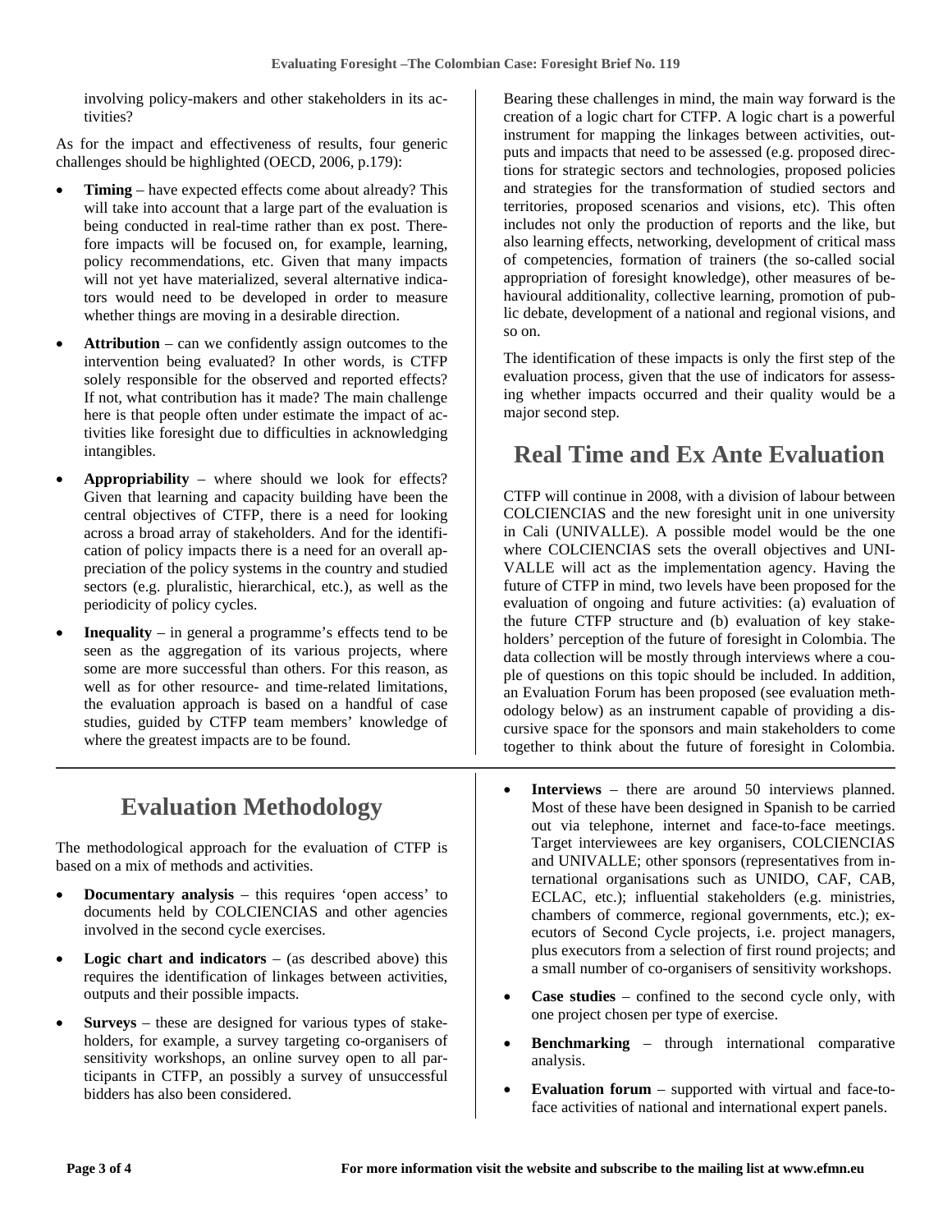involving policy-makers and other stakeholders in its activities?

As for the impact and effectiveness of results, four generic challenges should be highlighted (OECD, 2006, p.179):

- **Timing** – have expected effects come about already? This will take into account that a large part of the evaluation is being conducted in real-time rather than ex post. Therefore impacts will be focused on, for example, learning, policy recommendations, etc. Given that many impacts will not yet have materialized, several alternative indicators would need to be developed in order to measure whether things are moving in a desirable direction.
- **Attribution** – can we confidently assign outcomes to the intervention being evaluated? In other words, is CTFP solely responsible for the observed and reported effects? If not, what contribution has it made? The main challenge here is that people often under estimate the impact of activities like foresight due to difficulties in acknowledging intangibles.
- **Appropriability** – where should we look for effects? Given that learning and capacity building have been the central objectives of CTFP, there is a need for looking across a broad array of stakeholders. And for the identification of policy impacts there is a need for an overall appreciation of the policy systems in the country and studied sectors (e.g. pluralistic, hierarchical, etc.), as well as the periodicity of policy cycles.
- **Inequality** – in general a programme's effects tend to be seen as the aggregation of its various projects, where some are more successful than others. For this reason, as well as for other resource- and time-related limitations, the evaluation approach is based on a handful of case studies, guided by CTFP team members' knowledge of where the greatest impacts are to be found.

Bearing these challenges in mind, the main way forward is the creation of a logic chart for CTFP. A logic chart is a powerful instrument for mapping the linkages between activities, outputs and impacts that need to be assessed (e.g. proposed directions for strategic sectors and technologies, proposed policies and strategies for the transformation of studied sectors and territories, proposed scenarios and visions, etc). This often includes not only the production of reports and the like, but also learning effects, networking, development of critical mass of competencies, formation of trainers (the so-called social appropriation of foresight knowledge), other measures of behavioural additionality, collective learning, promotion of public debate, development of a national and regional visions, and so on.

The identification of these impacts is only the first step of the evaluation process, given that the use of indicators for assessing whether impacts occurred and their quality would be a major second step.

## Real Time and Ex Ante Evaluation

CTFP will continue in 2008, with a division of labour between COLCIENCIAS and the new foresight unit in one university in Cali (UNIVALLE). A possible model would be the one where COLCIENCIAS sets the overall objectives and UNIVALLE will act as the implementation agency. Having the future of CTFP in mind, two levels have been proposed for the evaluation of ongoing and future activities: (a) evaluation of the future CTFP structure and (b) evaluation of key stakeholders' perception of the future of foresight in Colombia. The data collection will be mostly through interviews where a couple of questions on this topic should be included. In addition, an Evaluation Forum has been proposed (see evaluation methodology below) as an instrument capable of providing a discursive space for the sponsors and main stakeholders to come together to think about the future of foresight in Colombia.

## Evaluation Methodology

The methodological approach for the evaluation of CTFP is based on a mix of methods and activities.

- **Documentary analysis** – this requires 'open access' to documents held by COLCIENCIAS and other agencies involved in the second cycle exercises.
- **Logic chart and indicators** – (as described above) this requires the identification of linkages between activities, outputs and their possible impacts.
- **Surveys** – these are designed for various types of stakeholders, for example, a survey targeting co-organisers of sensitivity workshops, an online survey open to all participants in CTFP, an possibly a survey of unsuccessful bidders has also been considered.
- **Interviews** – there are around 50 interviews planned. Most of these have been designed in Spanish to be carried out via telephone, internet and face-to-face meetings. Target interviewees are key organisers, COLCIENCIAS and UNIVALLE; other sponsors (representatives from international organisations such as UNIDO, CAF, CAB, ECLAC, etc.); influential stakeholders (e.g. ministries, chambers of commerce, regional governments, etc.); executors of Second Cycle projects, i.e. project managers, plus executors from a selection of first round projects; and a small number of co-organisers of sensitivity workshops.
- **Case studies** – confined to the second cycle only, with one project chosen per type of exercise.
- **Benchmarking** – through international comparative analysis.
- **Evaluation forum** – supported with virtual and face-to-face activities of national and international expert panels.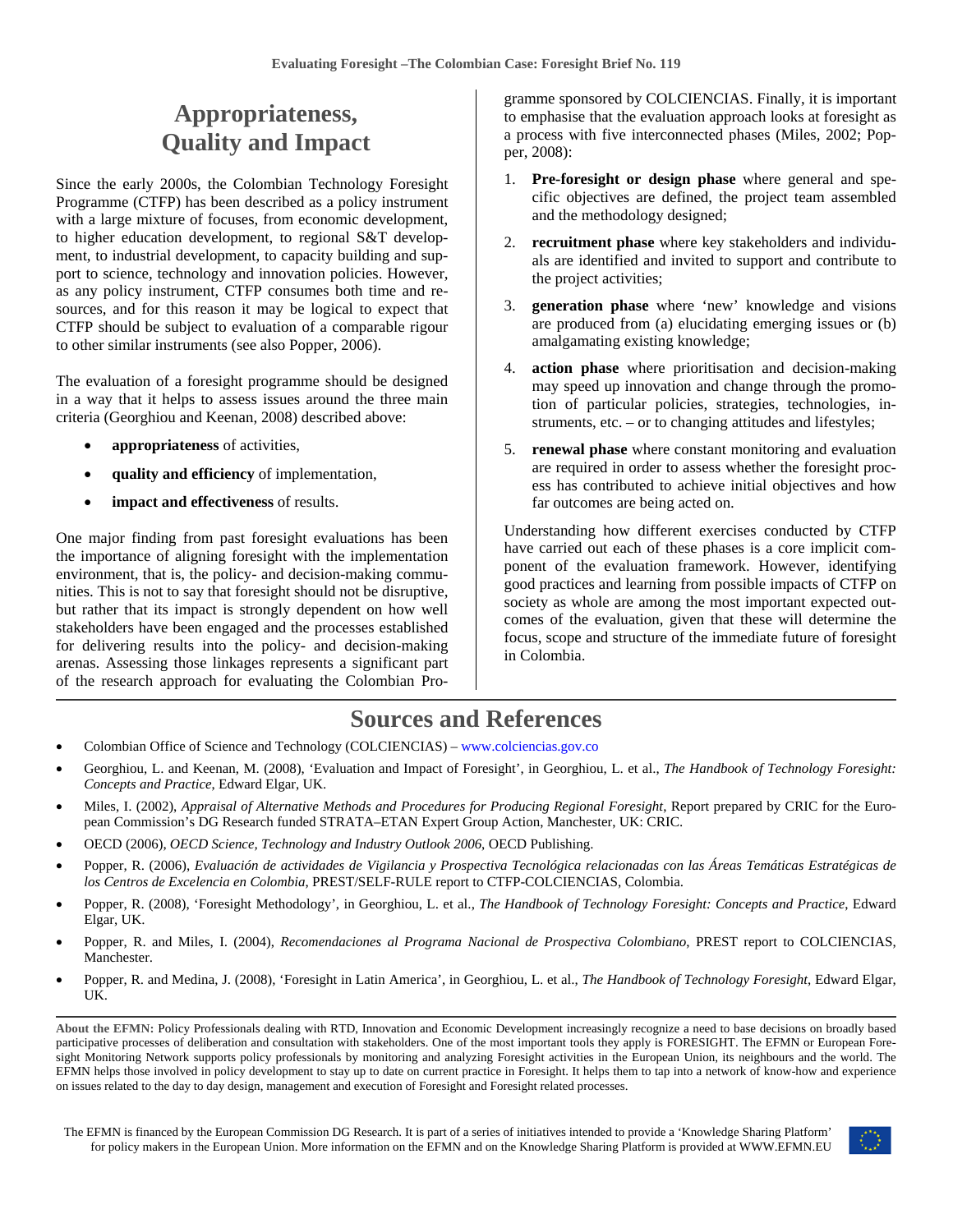## Appropriateness, Quality and Impact

Since the early 2000s, the Colombian Technology Foresight Programme (CTFP) has been described as a policy instrument with a large mixture of focuses, from economic development, to higher education development, to regional S&T development, to industrial development, to capacity building and support to science, technology and innovation policies. However, as any policy instrument, CTFP consumes both time and resources, and for this reason it may be logical to expect that CTFP should be subject to evaluation of a comparable rigour to other similar instruments (see also Popper, 2006).

The evaluation of a foresight programme should be designed in a way that it helps to assess issues around the three main criteria (Georghiou and Keenan, 2008) described above:

- **appropriateness** of activities,
- **quality and efficiency** of implementation,
- **impact and effectiveness** of results.

One major finding from past foresight evaluations has been the importance of aligning foresight with the implementation environment, that is, the policy- and decision-making communities. This is not to say that foresight should not be disruptive, but rather that its impact is strongly dependent on how well stakeholders have been engaged and the processes established for delivering results into the policy- and decision-making arenas. Assessing those linkages represents a significant part of the research approach for evaluating the Colombian Programme sponsored by COLCIENCIAS. Finally, it is important to emphasise that the evaluation approach looks at foresight as a process with five interconnected phases (Miles, 2002; Popper, 2008):

1. **Pre-foresight or design phase** where general and specific objectives are defined, the project team assembled and the methodology designed;
2. **recruitment phase** where key stakeholders and individuals are identified and invited to support and contribute to the project activities;
3. **generation phase** where 'new' knowledge and visions are produced from (a) elucidating emerging issues or (b) amalgamating existing knowledge;
4. **action phase** where prioritisation and decision-making may speed up innovation and change through the promotion of particular policies, strategies, technologies, instruments, etc. – or to changing attitudes and lifestyles;
5. **renewal phase** where constant monitoring and evaluation are required in order to assess whether the foresight process has contributed to achieve initial objectives and how far outcomes are being acted on.

Understanding how different exercises conducted by CTFP have carried out each of these phases is a core implicit component of the evaluation framework. However, identifying good practices and learning from possible impacts of CTFP on society as whole are among the most important expected outcomes of the evaluation, given that these will determine the focus, scope and structure of the immediate future of foresight in Colombia.

## Sources and References

- Colombian Office of Science and Technology (COLCIENCIAS) – www.colciencias.gov.co
- Georghiou, L. and Keenan, M. (2008), 'Evaluation and Impact of Foresight', in Georghiou, L. et al., *The Handbook of Technology Foresight: Concepts and Practice*, Edward Elgar, UK.
- Miles, I. (2002), *Appraisal of Alternative Methods and Procedures for Producing Regional Foresight*, Report prepared by CRIC for the European Commission's DG Research funded STRATA–ETAN Expert Group Action, Manchester, UK: CRIC.
- OECD (2006), *OECD Science, Technology and Industry Outlook 2006*, OECD Publishing.
- Popper, R. (2006), *Evaluación de actividades de Vigilancia y Prospectiva Tecnológica relacionadas con las Áreas Temáticas Estratégicas de los Centros de Excelencia en Colombia*, PREST/SELF-RULE report to CTFP-COLCIENCIAS, Colombia.
- Popper, R. (2008), 'Foresight Methodology', in Georghiou, L. et al., *The Handbook of Technology Foresight: Concepts and Practice*, Edward Elgar, UK.
- Popper, R. and Miles, I. (2004), *Recomendaciones al Programa Nacional de Prospectiva Colombiano*, PREST report to COLCIENCIAS, Manchester.
- Popper, R. and Medina, J. (2008), 'Foresight in Latin America', in Georghiou, L. et al., *The Handbook of Technology Foresight*, Edward Elgar, UK.

**About the EFMN:** Policy Professionals dealing with RTD, Innovation and Economic Development increasingly recognize a need to base decisions on broadly based participative processes of deliberation and consultation with stakeholders. One of the most important tools they apply is FORESIGHT. The EFMN or European Foresight Monitoring Network supports policy professionals by monitoring and analyzing Foresight activities in the European Union, its neighbours and the world. The EFMN helps those involved in policy development to stay up to date on current practice in Foresight. It helps them to tap into a network of know-how and experience on issues related to the day to day design, management and execution of Foresight and Foresight related processes.

The EFMN is financed by the European Commission DG Research. It is part of a series of initiatives intended to provide a 'Knowledge Sharing Platform' for policy makers in the European Union. More information on the EFMN and on the Knowledge Sharing Platform is provided at WWW.EFMN.EU